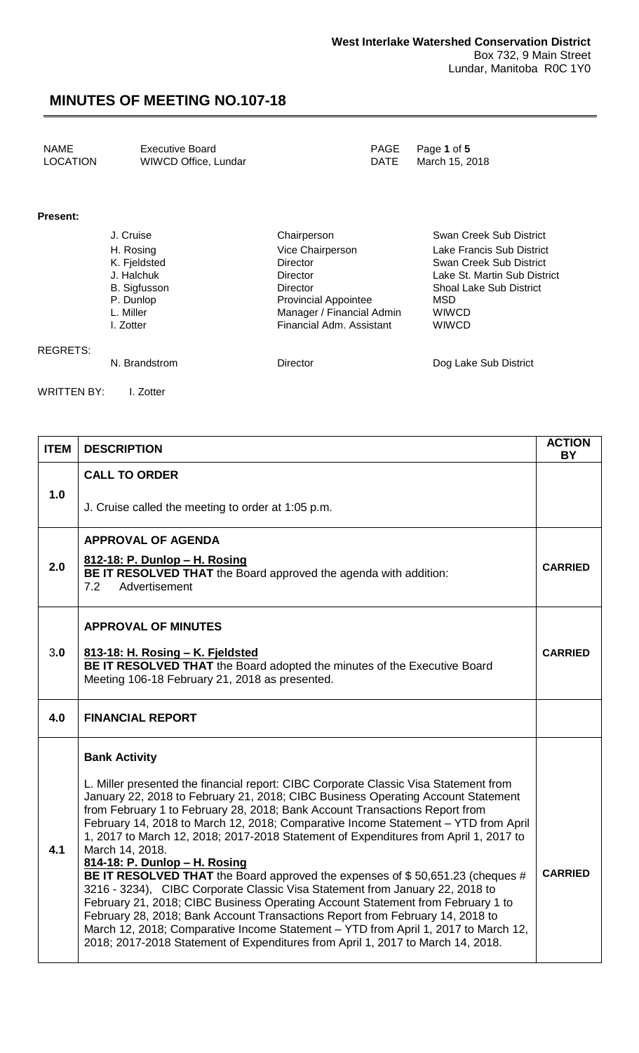**West Interlake Watershed Conservation District**
Box 732, 9 Main Street
Lundar, Manitoba R0C 1Y0

# MINUTES OF MEETING NO.107-18

| | | | |
|---|---|---|---|
| NAME | Executive Board | PAGE | Page **1** of **5** |
| LOCATION | WIWCD Office, Lundar | DATE | March 15, 2018 |

**Present:**

| | | |
|---|---|---|
| J. Cruise | Chairperson | Swan Creek Sub District |
| H. Rosing | Vice Chairperson | Lake Francis Sub District |
| K. Fjeldsted | Director | Swan Creek Sub District |
| J. Halchuk | Director | Lake St. Martin Sub District |
| B. Sigfusson | Director | Shoal Lake Sub District |
| P. Dunlop | Provincial Appointee | MSD |
| L. Miller | Manager / Financial Admin | WIWCD |
| I. Zotter | Financial Adm. Assistant | WIWCD |

REGRETS:

| | | |
|---|---|---|
| N. Brandstrom | Director | Dog Lake Sub District |

WRITTEN BY: I. Zotter

| ITEM | DESCRIPTION | ACTION BY |
|---|---|---|
| 1.0 | **CALL TO ORDER**<br><br>J. Cruise called the meeting to order at 1:05 p.m. | |
| 2.0 | **APPROVAL OF AGENDA**<br><br>**812-18: P. Dunlop – H. Rosing**<br>**BE IT RESOLVED THAT** the Board approved the agenda with addition:<br>7.2 Advertisement | **CARRIED** |
| 3.0 | **APPROVAL OF MINUTES**<br><br>**813-18: H. Rosing – K. Fjeldsted**<br>**BE IT RESOLVED THAT** the Board adopted the minutes of the Executive Board Meeting 106-18 February 21, 2018 as presented. | **CARRIED** |
| 4.0 | **FINANCIAL REPORT** | |
| 4.1 | **Bank Activity**<br><br>L. Miller presented the financial report: CIBC Corporate Classic Visa Statement from January 22, 2018 to February 21, 2018; CIBC Business Operating Account Statement from February 1 to February 28, 2018; Bank Account Transactions Report from February 14, 2018 to March 12, 2018; Comparative Income Statement – YTD from April 1, 2017 to March 12, 2018; 2017-2018 Statement of Expenditures from April 1, 2017 to March 14, 2018.<br>**814-18: P. Dunlop – H. Rosing**<br>**BE IT RESOLVED THAT** the Board approved the expenses of $ 50,651.23 (cheques # 3216 - 3234), CIBC Corporate Classic Visa Statement from January 22, 2018 to February 21, 2018; CIBC Business Operating Account Statement from February 1 to February 28, 2018; Bank Account Transactions Report from February 14, 2018 to March 12, 2018; Comparative Income Statement – YTD from April 1, 2017 to March 12, 2018; 2017-2018 Statement of Expenditures from April 1, 2017 to March 14, 2018. | **CARRIED** |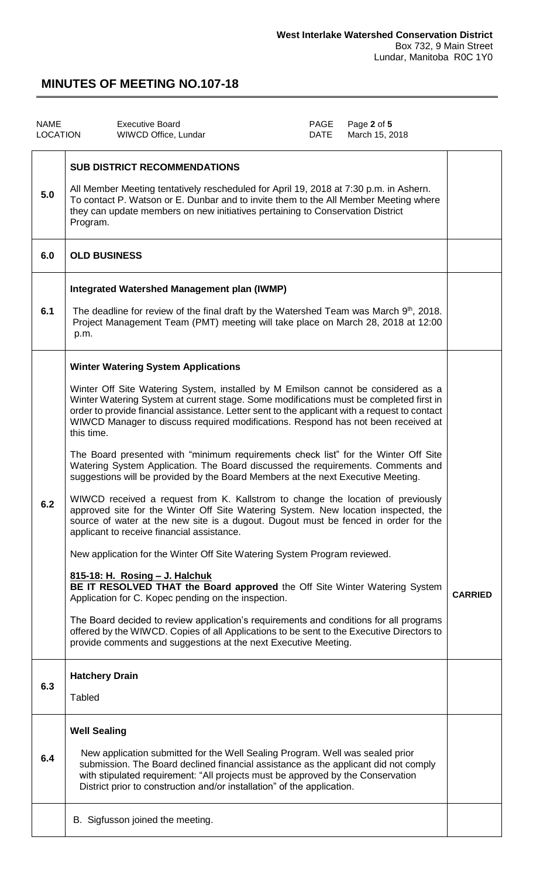**West Interlake Watershed Conservation District**
Box 732, 9 Main Street
Lundar, Manitoba R0C 1Y0

# MINUTES OF MEETING NO.107-18

| | | | |
|---|---|---|---|
| NAME | Executive Board | PAGE | Page **2** of **5** |
| LOCATION | WIWCD Office, Lundar | DATE | March 15, 2018 |

| | | |
|---|---|---|
| **5.0** | **SUB DISTRICT RECOMMENDATIONS**<br><br>All Member Meeting tentatively rescheduled for April 19, 2018 at 7:30 p.m. in Ashern. To contact P. Watson or E. Dunbar and to invite them to the All Member Meeting where they can update members on new initiatives pertaining to Conservation District Program. | |
| **6.0** | **OLD BUSINESS** | |
| **6.1** | **Integrated Watershed Management plan (IWMP)**<br><br>The deadline for review of the final draft by the Watershed Team was March 9th, 2018. Project Management Team (PMT) meeting will take place on March 28, 2018 at 12:00 p.m. | |
| **6.2** | **Winter Watering System Applications**<br><br>Winter Off Site Watering System, installed by M Emilson cannot be considered as a Winter Watering System at current stage. Some modifications must be completed first in order to provide financial assistance. Letter sent to the applicant with a request to contact WIWCD Manager to discuss required modifications. Respond has not been received at this time.<br><br>The Board presented with "minimum requirements check list" for the Winter Off Site Watering System Application. The Board discussed the requirements. Comments and suggestions will be provided by the Board Members at the next Executive Meeting.<br><br>WIWCD received a request from K. Kallstrom to change the location of previously approved site for the Winter Off Site Watering System. New location inspected, the source of water at the new site is a dugout. Dugout must be fenced in order for the applicant to receive financial assistance.<br><br>New application for the Winter Off Site Watering System Program reviewed.<br><br>**815-18: H. Rosing – J. Halchuk**<br>**BE IT RESOLVED THAT the Board approved** the Off Site Winter Watering System Application for C. Kopec pending on the inspection.<br><br>The Board decided to review application's requirements and conditions for all programs offered by the WIWCD. Copies of all Applications to be sent to the Executive Directors to provide comments and suggestions at the next Executive Meeting. | **CARRIED** |
| **6.3** | **Hatchery Drain**<br><br>Tabled | |
| **6.4** | **Well Sealing**<br><br>New application submitted for the Well Sealing Program. Well was sealed prior submission. The Board declined financial assistance as the applicant did not comply with stipulated requirement: "All projects must be approved by the Conservation District prior to construction and/or installation" of the application. | |
| | B. Sigfusson joined the meeting. | |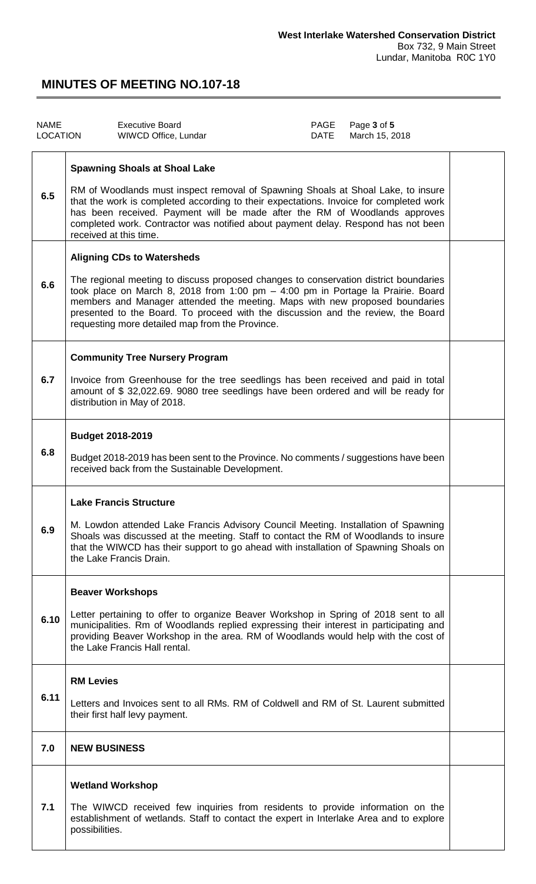**West Interlake Watershed Conservation District**
Box 732, 9 Main Street
Lundar, Manitoba R0C 1Y0

# MINUTES OF MEETING NO.107-18

| NAME | Executive Board | PAGE | Page **3** of **5** |
| --- | --- | --- | --- |
| LOCATION | WIWCD Office, Lundar | DATE | March 15, 2018 |

| | | |
| --- | --- | --- |
| 6.5 | **Spawning Shoals at Shoal Lake**<br><br>RM of Woodlands must inspect removal of Spawning Shoals at Shoal Lake, to insure that the work is completed according to their expectations. Invoice for completed work has been received. Payment will be made after the RM of Woodlands approves completed work. Contractor was notified about payment delay. Respond has not been received at this time. | |
| 6.6 | **Aligning CDs to Watersheds**<br><br>The regional meeting to discuss proposed changes to conservation district boundaries took place on March 8, 2018 from 1:00 pm – 4:00 pm in Portage la Prairie. Board members and Manager attended the meeting. Maps with new proposed boundaries presented to the Board. To proceed with the discussion and the review, the Board requesting more detailed map from the Province. | |
| 6.7 | **Community Tree Nursery Program**<br><br>Invoice from Greenhouse for the tree seedlings has been received and paid in total amount of $ 32,022.69. 9080 tree seedlings have been ordered and will be ready for distribution in May of 2018. | |
| 6.8 | **Budget 2018-2019**<br><br>Budget 2018-2019 has been sent to the Province. No comments / suggestions have been received back from the Sustainable Development. | |
| 6.9 | **Lake Francis Structure**<br><br>M. Lowdon attended Lake Francis Advisory Council Meeting. Installation of Spawning Shoals was discussed at the meeting. Staff to contact the RM of Woodlands to insure that the WIWCD has their support to go ahead with installation of Spawning Shoals on the Lake Francis Drain. | |
| 6.10 | **Beaver Workshops**<br><br>Letter pertaining to offer to organize Beaver Workshop in Spring of 2018 sent to all municipalities. Rm of Woodlands replied expressing their interest in participating and providing Beaver Workshop in the area. RM of Woodlands would help with the cost of the Lake Francis Hall rental. | |
| 6.11 | **RM Levies**<br><br>Letters and Invoices sent to all RMs. RM of Coldwell and RM of St. Laurent submitted their first half levy payment. | |
| 7.0 | **NEW BUSINESS** | |
| 7.1 | **Wetland Workshop**<br><br>The WIWCD received few inquiries from residents to provide information on the establishment of wetlands. Staff to contact the expert in Interlake Area and to explore possibilities. | |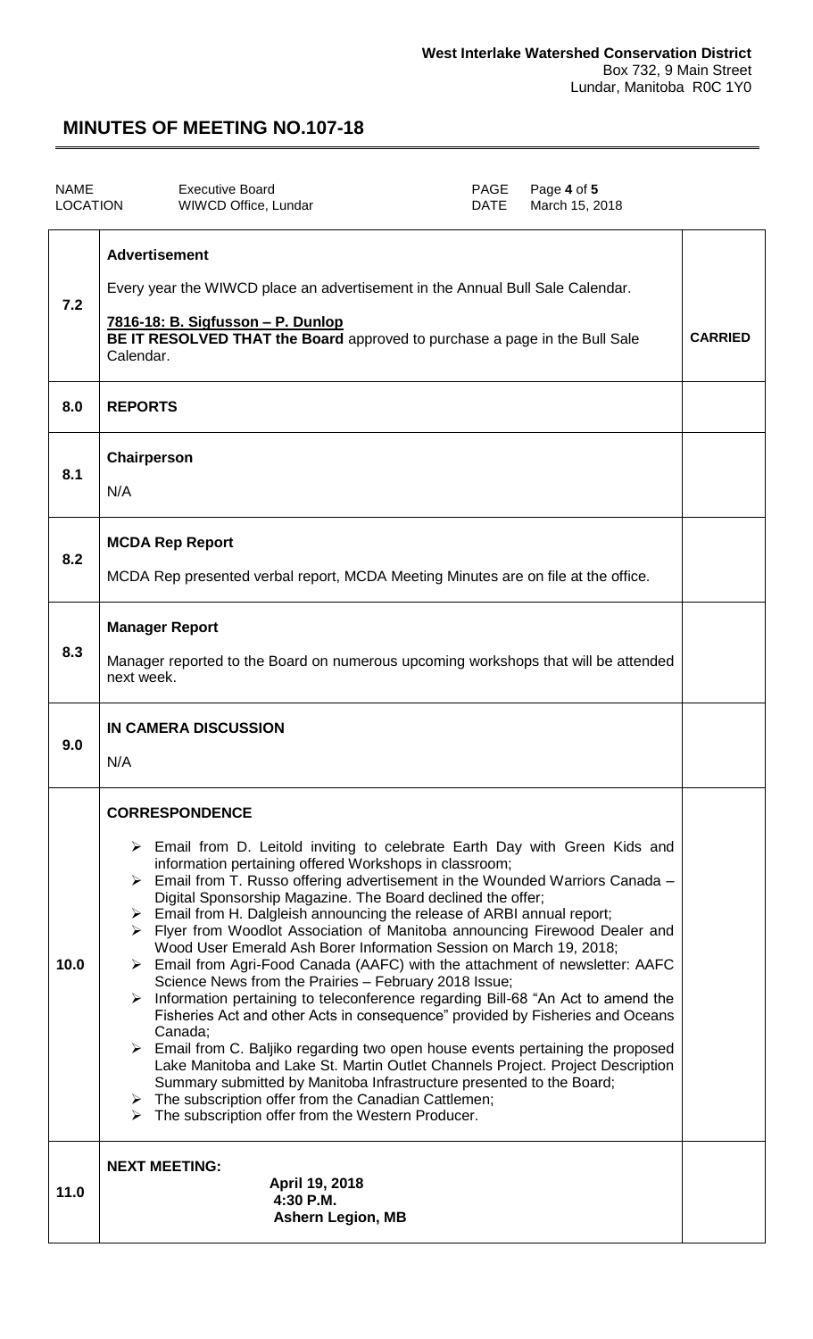**West Interlake Watershed Conservation District**
Box 732, 9 Main Street
Lundar, Manitoba R0C 1Y0

# MINUTES OF MEETING NO.107-18

| NAME | Executive Board | PAGE | Page **4** of **5** |
| --- | --- | --- | --- |
| LOCATION | WIWCD Office, Lundar | DATE | March 15, 2018 |

| | | |
| --- | --- | --- |
| **7.2** | **Advertisement**<br><br>Every year the WIWCD place an advertisement in the Annual Bull Sale Calendar.<br><br>**7816-18: B. Sigfusson – P. Dunlop**<br>**BE IT RESOLVED THAT the Board** approved to purchase a page in the Bull Sale Calendar. | **CARRIED** |
| **8.0** | **REPORTS** | |
| **8.1** | **Chairperson**<br><br>N/A | |
| **8.2** | **MCDA Rep Report**<br><br>MCDA Rep presented verbal report, MCDA Meeting Minutes are on file at the office. | |
| **8.3** | **Manager Report**<br><br>Manager reported to the Board on numerous upcoming workshops that will be attended next week. | |
| **9.0** | **IN CAMERA DISCUSSION**<br><br>N/A | |
| **10.0** | **CORRESPONDENCE**<br><br>➢ Email from D. Leitold inviting to celebrate Earth Day with Green Kids and information pertaining offered Workshops in classroom;<br>➢ Email from T. Russo offering advertisement in the Wounded Warriors Canada – Digital Sponsorship Magazine. The Board declined the offer;<br>➢ Email from H. Dalgleish announcing the release of ARBI annual report;<br>➢ Flyer from Woodlot Association of Manitoba announcing Firewood Dealer and Wood User Emerald Ash Borer Information Session on March 19, 2018;<br>➢ Email from Agri-Food Canada (AAFC) with the attachment of newsletter: AAFC Science News from the Prairies – February 2018 Issue;<br>➢ Information pertaining to teleconference regarding Bill-68 "An Act to amend the Fisheries Act and other Acts in consequence" provided by Fisheries and Oceans Canada;<br>➢ Email from C. Baljiko regarding two open house events pertaining the proposed Lake Manitoba and Lake St. Martin Outlet Channels Project. Project Description Summary submitted by Manitoba Infrastructure presented to the Board;<br>➢ The subscription offer from the Canadian Cattlemen;<br>➢ The subscription offer from the Western Producer. | |
| **11.0** | **NEXT MEETING:**<br>**April 19, 2018**<br>**4:30 P.M.**<br>**Ashern Legion, MB** | |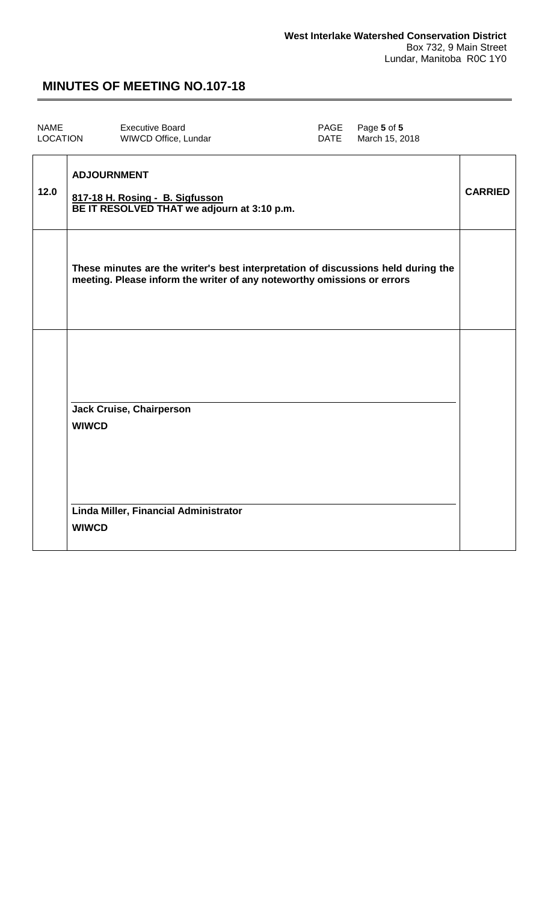**West Interlake Watershed Conservation District**
Box 732, 9 Main Street
Lundar, Manitoba R0C 1Y0

## MINUTES OF MEETING NO.107-18

| | | | |
|---|---|---|---|
| NAME | Executive Board | PAGE | Page **5** of **5** |
| LOCATION | WIWCD Office, Lundar | DATE | March 15, 2018 |

| | | |
|---|---|---|
| **12.0** | **ADJOURNMENT**<br><br>**817-18 H. Rosing - B. Sigfusson**<br>**BE IT RESOLVED THAT we adjourn at 3:10 p.m.** | **CARRIED** |
| | **These minutes are the writer's best interpretation of discussions held during the meeting. Please inform the writer of any noteworthy omissions or errors** | |
| | ______________________________<br>**Jack Cruise, Chairperson**<br>**WIWCD**<br><br>______________________________<br>**Linda Miller, Financial Administrator**<br>**WIWCD** | |